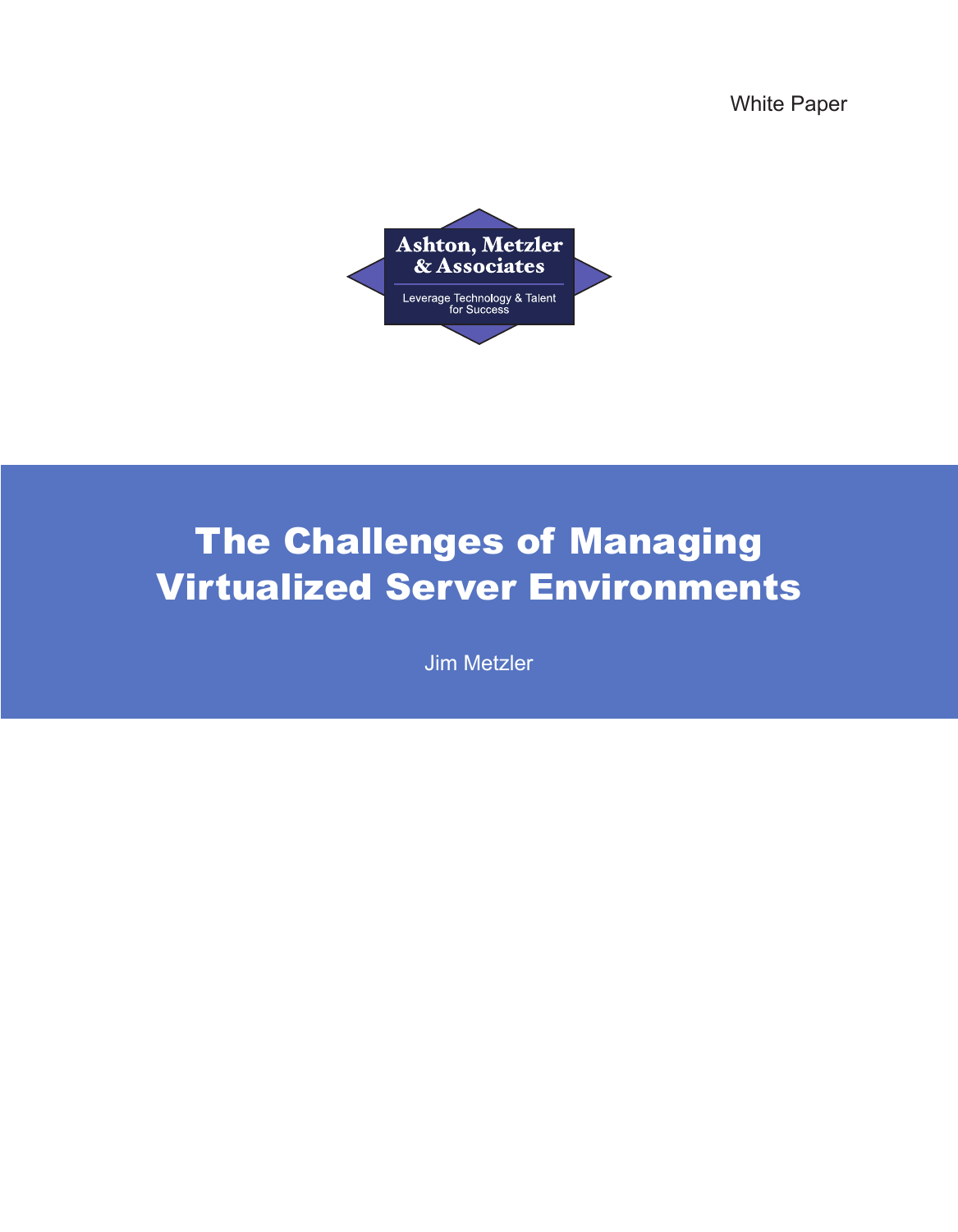White Paper

Ashton, Metzler & Associates

Leverage Technology & Talent for Success

# The Challenges of Managing Virtualized Server Environments

Jim Metzler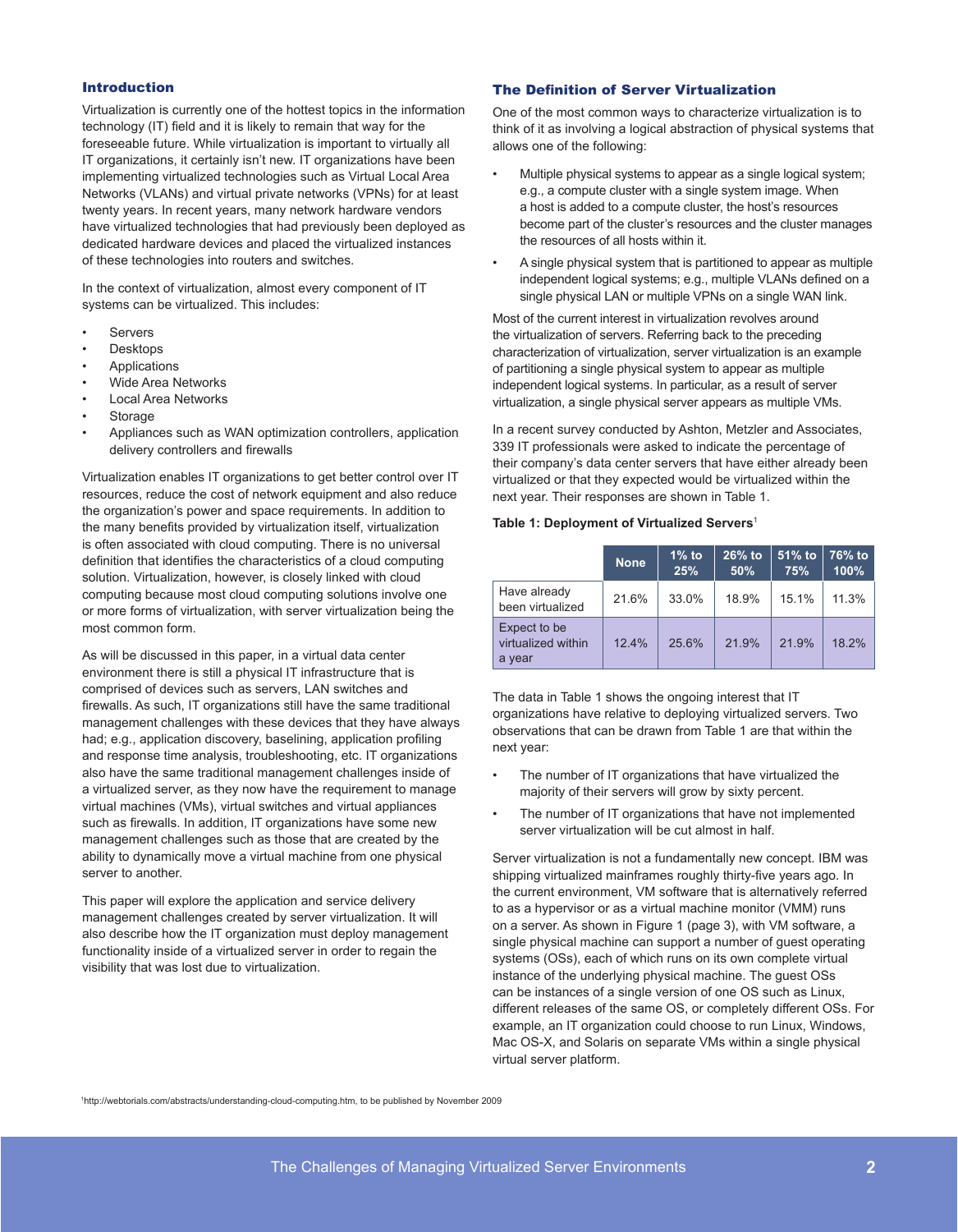## Introduction

Virtualization is currently one of the hottest topics in the information technology (IT) field and it is likely to remain that way for the foreseeable future. While virtualization is important to virtually all IT organizations, it certainly isn't new. IT organizations have been implementing virtualized technologies such as Virtual Local Area Networks (VLANs) and virtual private networks (VPNs) for at least twenty years. In recent years, many network hardware vendors have virtualized technologies that had previously been deployed as dedicated hardware devices and placed the virtualized instances of these technologies into routers and switches.

In the context of virtualization, almost every component of IT systems can be virtualized. This includes:

- Servers
- Desktops
- Applications
- Wide Area Networks
- Local Area Networks
- Storage
- Appliances such as WAN optimization controllers, application delivery controllers and firewalls

Virtualization enables IT organizations to get better control over IT resources, reduce the cost of network equipment and also reduce the organization's power and space requirements. In addition to the many benefits provided by virtualization itself, virtualization is often associated with cloud computing. There is no universal definition that identifies the characteristics of a cloud computing solution. Virtualization, however, is closely linked with cloud computing because most cloud computing solutions involve one or more forms of virtualization, with server virtualization being the most common form.

As will be discussed in this paper, in a virtual data center environment there is still a physical IT infrastructure that is comprised of devices such as servers, LAN switches and firewalls. As such, IT organizations still have the same traditional management challenges with these devices that they have always had; e.g., application discovery, baselining, application profiling and response time analysis, troubleshooting, etc. IT organizations also have the same traditional management challenges inside of a virtualized server, as they now have the requirement to manage virtual machines (VMs), virtual switches and virtual appliances such as firewalls. In addition, IT organizations have some new management challenges such as those that are created by the ability to dynamically move a virtual machine from one physical server to another.

This paper will explore the application and service delivery management challenges created by server virtualization. It will also describe how the IT organization must deploy management functionality inside of a virtualized server in order to regain the visibility that was lost due to virtualization.

## The Definition of Server Virtualization

One of the most common ways to characterize virtualization is to think of it as involving a logical abstraction of physical systems that allows one of the following:

- Multiple physical systems to appear as a single logical system; e.g., a compute cluster with a single system image. When a host is added to a compute cluster, the host's resources become part of the cluster's resources and the cluster manages the resources of all hosts within it.
- A single physical system that is partitioned to appear as multiple independent logical systems; e.g., multiple VLANs defined on a single physical LAN or multiple VPNs on a single WAN link.

Most of the current interest in virtualization revolves around the virtualization of servers. Referring back to the preceding characterization of virtualization, server virtualization is an example of partitioning a single physical system to appear as multiple independent logical systems. In particular, as a result of server virtualization, a single physical server appears as multiple VMs.

In a recent survey conducted by Ashton, Metzler and Associates, 339 IT professionals were asked to indicate the percentage of their company's data center servers that have either already been virtualized or that they expected would be virtualized within the next year. Their responses are shown in Table 1.

**Table 1: Deployment of Virtualized Servers**[1]

| | None | 1% to 25% | 26% to 50% | 51% to 75% | 76% to 100% |
|---|---|---|---|---|---|
| Have already been virtualized | 21.6% | 33.0% | 18.9% | 15.1% | 11.3% |
| Expect to be virtualized within a year | 12.4% | 25.6% | 21.9% | 21.9% | 18.2% |

The data in Table 1 shows the ongoing interest that IT organizations have relative to deploying virtualized servers. Two observations that can be drawn from Table 1 are that within the next year:

- The number of IT organizations that have virtualized the majority of their servers will grow by sixty percent.
- The number of IT organizations that have not implemented server virtualization will be cut almost in half.

Server virtualization is not a fundamentally new concept. IBM was shipping virtualized mainframes roughly thirty-five years ago. In the current environment, VM software that is alternatively referred to as a hypervisor or as a virtual machine monitor (VMM) runs on a server. As shown in Figure 1 (page 3), with VM software, a single physical machine can support a number of guest operating systems (OSs), each of which runs on its own complete virtual instance of the underlying physical machine. The guest OSs can be instances of a single version of one OS such as Linux, different releases of the same OS, or completely different OSs. For example, an IT organization could choose to run Linux, Windows, Mac OS-X, and Solaris on separate VMs within a single physical virtual server platform.

[1] http://webtorials.com/abstracts/understanding-cloud-computing.htm, to be published by November 2009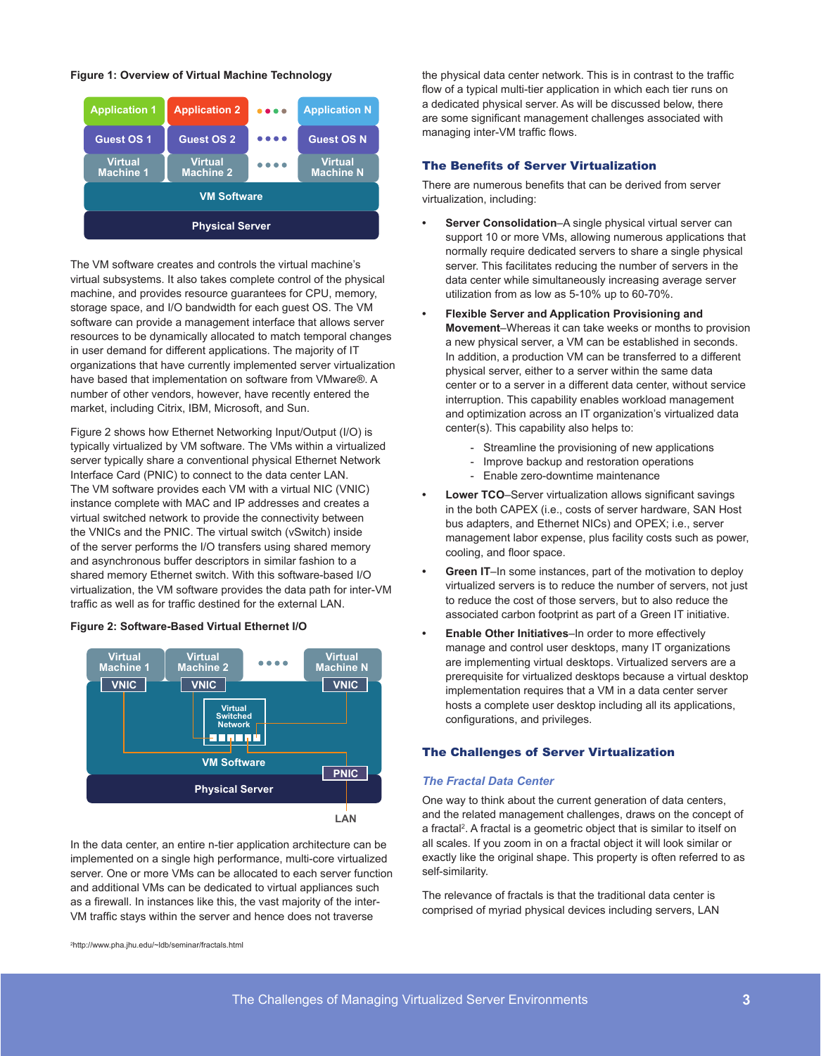**Figure 1: Overview of Virtual Machine Technology**

The VM software creates and controls the virtual machine's virtual subsystems. It also takes complete control of the physical machine, and provides resource guarantees for CPU, memory, storage space, and I/O bandwidth for each guest OS. The VM software can provide a management interface that allows server resources to be dynamically allocated to match temporal changes in user demand for different applications. The majority of IT organizations that have currently implemented server virtualization have based that implementation on software from VMware®. A number of other vendors, however, have recently entered the market, including Citrix, IBM, Microsoft, and Sun.

Figure 2 shows how Ethernet Networking Input/Output (I/O) is typically virtualized by VM software. The VMs within a virtualized server typically share a conventional physical Ethernet Network Interface Card (PNIC) to connect to the data center LAN. The VM software provides each VM with a virtual NIC (VNIC) instance complete with MAC and IP addresses and creates a virtual switched network to provide the connectivity between the VNICs and the PNIC. The virtual switch (vSwitch) inside of the server performs the I/O transfers using shared memory and asynchronous buffer descriptors in similar fashion to a shared memory Ethernet switch. With this software-based I/O virtualization, the VM software provides the data path for inter-VM traffic as well as for traffic destined for the external LAN.

**Figure 2: Software-Based Virtual Ethernet I/O**

In the data center, an entire n-tier application architecture can be implemented on a single high performance, multi-core virtualized server. One or more VMs can be allocated to each server function and additional VMs can be dedicated to virtual appliances such as a firewall. In instances like this, the vast majority of the inter-VM traffic stays within the server and hence does not traverse the physical data center network. This is in contrast to the traffic flow of a typical multi-tier application in which each tier runs on a dedicated physical server. As will be discussed below, there are some significant management challenges associated with managing inter-VM traffic flows.

## The Benefits of Server Virtualization

There are numerous benefits that can be derived from server virtualization, including:

- **Server Consolidation**–A single physical virtual server can support 10 or more VMs, allowing numerous applications that normally require dedicated servers to share a single physical server. This facilitates reducing the number of servers in the data center while simultaneously increasing average server utilization from as low as 5-10% up to 60-70%.
- **Flexible Server and Application Provisioning and Movement**–Whereas it can take weeks or months to provision a new physical server, a VM can be established in seconds. In addition, a production VM can be transferred to a different physical server, either to a server within the same data center or to a server in a different data center, without service interruption. This capability enables workload management and optimization across an IT organization's virtualized data center(s). This capability also helps to:
  - Streamline the provisioning of new applications
  - Improve backup and restoration operations
  - Enable zero-downtime maintenance
- **Lower TCO**–Server virtualization allows significant savings in the both CAPEX (i.e., costs of server hardware, SAN Host bus adapters, and Ethernet NICs) and OPEX; i.e., server management labor expense, plus facility costs such as power, cooling, and floor space.
- **Green IT**–In some instances, part of the motivation to deploy virtualized servers is to reduce the number of servers, not just to reduce the cost of those servers, but to also reduce the associated carbon footprint as part of a Green IT initiative.
- **Enable Other Initiatives**–In order to more effectively manage and control user desktops, many IT organizations are implementing virtual desktops. Virtualized servers are a prerequisite for virtualized desktops because a virtual desktop implementation requires that a VM in a data center server hosts a complete user desktop including all its applications, configurations, and privileges.

## The Challenges of Server Virtualization

### *The Fractal Data Center*

One way to think about the current generation of data centers, and the related management challenges, draws on the concept of a fractal[2]. A fractal is a geometric object that is similar to itself on all scales. If you zoom in on a fractal object it will look similar or exactly like the original shape. This property is often referred to as self-similarity.

The relevance of fractals is that the traditional data center is comprised of myriad physical devices including servers, LAN

[2]http://www.pha.jhu.edu/~ldb/seminar/fractals.html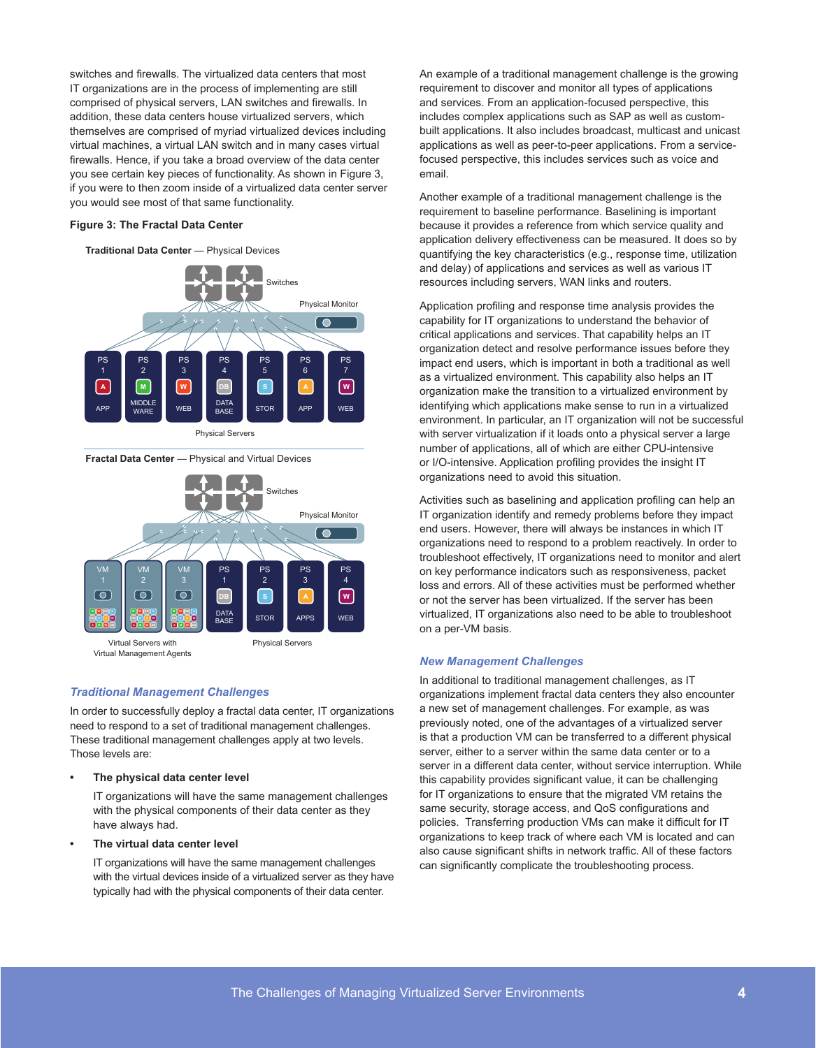switches and firewalls. The virtualized data centers that most IT organizations are in the process of implementing are still comprised of physical servers, LAN switches and firewalls. In addition, these data centers house virtualized servers, which themselves are comprised of myriad virtualized devices including virtual machines, a virtual LAN switch and in many cases virtual firewalls. Hence, if you take a broad overview of the data center you see certain key pieces of functionality. As shown in Figure 3, if you were to then zoom inside of a virtualized data center server you would see most of that same functionality.

**Figure 3: The Fractal Data Center**

**Traditional Data Center** — Physical Devices

Switches

Physical Monitor

PS 1 APP | PS 2 MIDDLE WARE | PS 3 WEB | PS 4 DATA BASE | PS 5 STOR | PS 6 APP | PS 7 WEB

Physical Servers

**Fractal Data Center** — Physical and Virtual Devices

Switches

Physical Monitor

VM 1 | VM 2 | VM 3 | PS 1 DATA BASE | PS 2 STOR | PS 3 APPS | PS 4 WEB

Virtual Servers with Virtual Management Agents

Physical Servers

## *Traditional Management Challenges*

In order to successfully deploy a fractal data center, IT organizations need to respond to a set of traditional management challenges. These traditional management challenges apply at two levels. Those levels are:

- **The physical data center level**

  IT organizations will have the same management challenges with the physical components of their data center as they have always had.

- **The virtual data center level**

  IT organizations will have the same management challenges with the virtual devices inside of a virtualized server as they have typically had with the physical components of their data center.

An example of a traditional management challenge is the growing requirement to discover and monitor all types of applications and services. From an application-focused perspective, this includes complex applications such as SAP as well as custom-built applications. It also includes broadcast, multicast and unicast applications as well as peer-to-peer applications. From a service-focused perspective, this includes services such as voice and email.

Another example of a traditional management challenge is the requirement to baseline performance. Baselining is important because it provides a reference from which service quality and application delivery effectiveness can be measured. It does so by quantifying the key characteristics (e.g., response time, utilization and delay) of applications and services as well as various IT resources including servers, WAN links and routers.

Application profiling and response time analysis provides the capability for IT organizations to understand the behavior of critical applications and services. That capability helps an IT organization detect and resolve performance issues before they impact end users, which is important in both a traditional as well as a virtualized environment. This capability also helps an IT organization make the transition to a virtualized environment by identifying which applications make sense to run in a virtualized environment. In particular, an IT organization will not be successful with server virtualization if it loads onto a physical server a large number of applications, all of which are either CPU-intensive or I/O-intensive. Application profiling provides the insight IT organizations need to avoid this situation.

Activities such as baselining and application profiling can help an IT organization identify and remedy problems before they impact end users. However, there will always be instances in which IT organizations need to respond to a problem reactively. In order to troubleshoot effectively, IT organizations need to monitor and alert on key performance indicators such as responsiveness, packet loss and errors. All of these activities must be performed whether or not the server has been virtualized. If the server has been virtualized, IT organizations also need to be able to troubleshoot on a per-VM basis.

## *New Management Challenges*

In additional to traditional management challenges, as IT organizations implement fractal data centers they also encounter a new set of management challenges. For example, as was previously noted, one of the advantages of a virtualized server is that a production VM can be transferred to a different physical server, either to a server within the same data center or to a server in a different data center, without service interruption. While this capability provides significant value, it can be challenging for IT organizations to ensure that the migrated VM retains the same security, storage access, and QoS configurations and policies. Transferring production VMs can make it difficult for IT organizations to keep track of where each VM is located and can also cause significant shifts in network traffic. All of these factors can significantly complicate the troubleshooting process.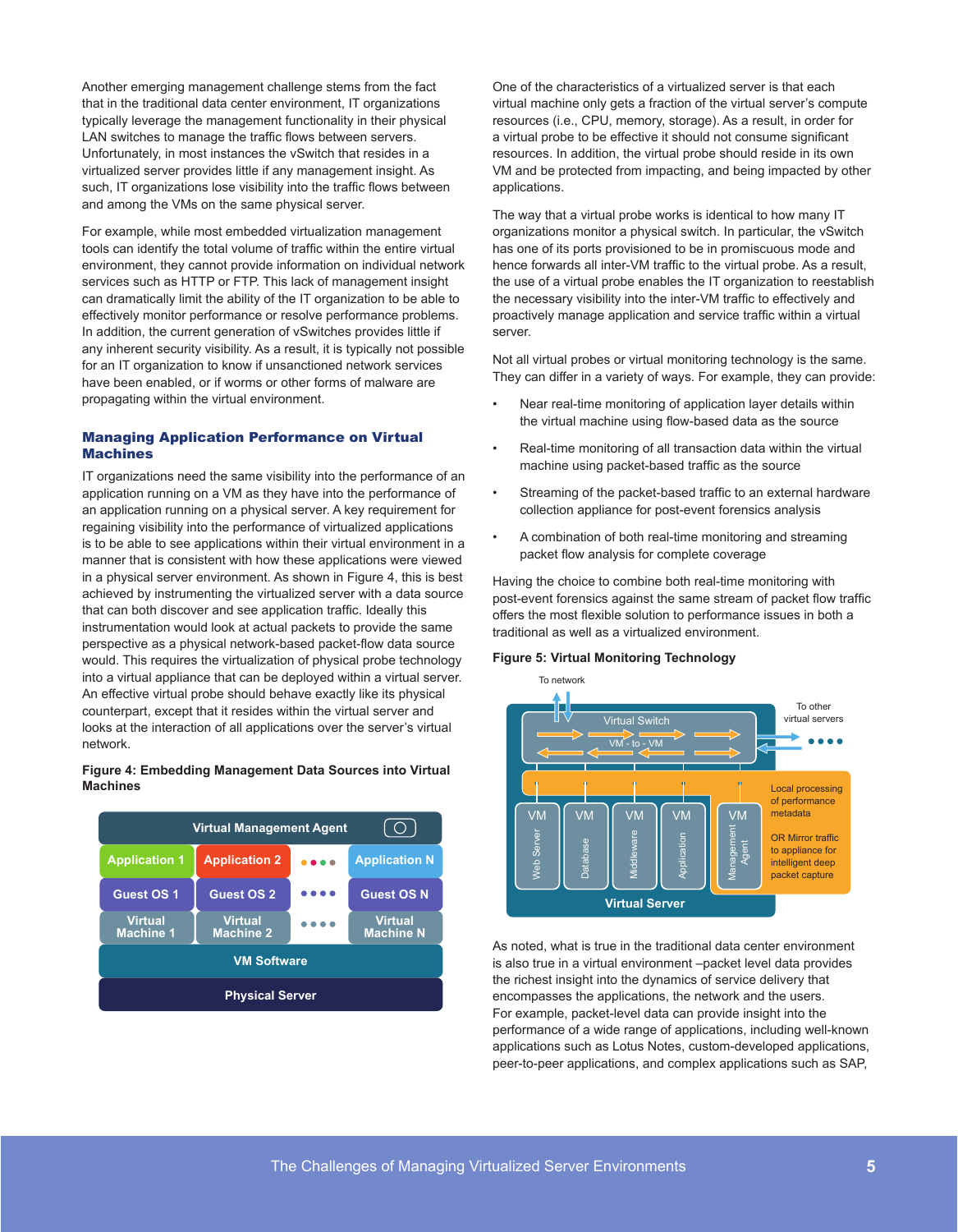Another emerging management challenge stems from the fact that in the traditional data center environment, IT organizations typically leverage the management functionality in their physical LAN switches to manage the traffic flows between servers. Unfortunately, in most instances the vSwitch that resides in a virtualized server provides little if any management insight. As such, IT organizations lose visibility into the traffic flows between and among the VMs on the same physical server.

For example, while most embedded virtualization management tools can identify the total volume of traffic within the entire virtual environment, they cannot provide information on individual network services such as HTTP or FTP. This lack of management insight can dramatically limit the ability of the IT organization to be able to effectively monitor performance or resolve performance problems. In addition, the current generation of vSwitches provides little if any inherent security visibility. As a result, it is typically not possible for an IT organization to know if unsanctioned network services have been enabled, or if worms or other forms of malware are propagating within the virtual environment.

## Managing Application Performance on Virtual Machines

IT organizations need the same visibility into the performance of an application running on a VM as they have into the performance of an application running on a physical server. A key requirement for regaining visibility into the performance of virtualized applications is to be able to see applications within their virtual environment in a manner that is consistent with how these applications were viewed in a physical server environment. As shown in Figure 4, this is best achieved by instrumenting the virtualized server with a data source that can both discover and see application traffic. Ideally this instrumentation would look at actual packets to provide the same perspective as a physical network-based packet-flow data source would. This requires the virtualization of physical probe technology into a virtual appliance that can be deployed within a virtual server. An effective virtual probe should behave exactly like its physical counterpart, except that it resides within the virtual server and looks at the interaction of all applications over the server's virtual network.

**Figure 4: Embedding Management Data Sources into Virtual Machines**

| Virtual Management Agent | | | |
|---|---|---|---|
| Application 1 | Application 2 | •••• | Application N |
| Guest OS 1 | Guest OS 2 | •••• | Guest OS N |
| Virtual Machine 1 | Virtual Machine 2 | •••• | Virtual Machine N |
| VM Software | | | |
| Physical Server | | | |

One of the characteristics of a virtualized server is that each virtual machine only gets a fraction of the virtual server's compute resources (i.e., CPU, memory, storage). As a result, in order for a virtual probe to be effective it should not consume significant resources. In addition, the virtual probe should reside in its own VM and be protected from impacting, and being impacted by other applications.

The way that a virtual probe works is identical to how many IT organizations monitor a physical switch. In particular, the vSwitch has one of its ports provisioned to be in promiscuous mode and hence forwards all inter-VM traffic to the virtual probe. As a result, the use of a virtual probe enables the IT organization to reestablish the necessary visibility into the inter-VM traffic to effectively and proactively manage application and service traffic within a virtual server.

Not all virtual probes or virtual monitoring technology is the same. They can differ in a variety of ways. For example, they can provide:

- Near real-time monitoring of application layer details within the virtual machine using flow-based data as the source
- Real-time monitoring of all transaction data within the virtual machine using packet-based traffic as the source
- Streaming of the packet-based traffic to an external hardware collection appliance for post-event forensics analysis
- A combination of both real-time monitoring and streaming packet flow analysis for complete coverage

Having the choice to combine both real-time monitoring with post-event forensics against the same stream of packet flow traffic offers the most flexible solution to performance issues in both a traditional as well as a virtualized environment.

**Figure 5: Virtual Monitoring Technology**

To network

To other virtual servers

Virtual Switch

VM - to - VM

Local processing of performance metadata

OR Mirror traffic to appliance for intelligent deep packet capture

VM: Web Server | VM: Database | VM: Middleware | VM: Application | VM: Management Agent

Virtual Server

As noted, what is true in the traditional data center environment is also true in a virtual environment –packet level data provides the richest insight into the dynamics of service delivery that encompasses the applications, the network and the users. For example, packet-level data can provide insight into the performance of a wide range of applications, including well-known applications such as Lotus Notes, custom-developed applications, peer-to-peer applications, and complex applications such as SAP,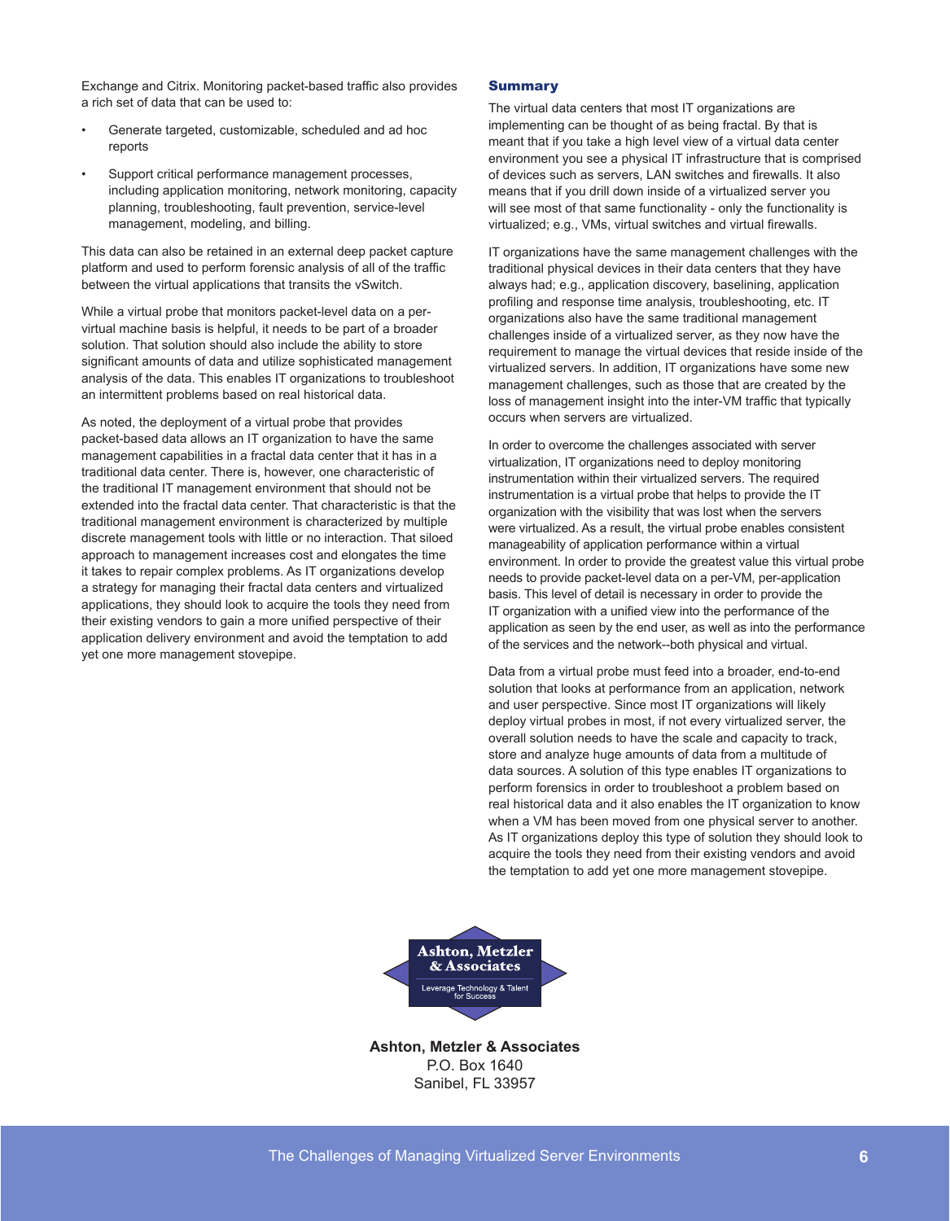Exchange and Citrix. Monitoring packet-based traffic also provides a rich set of data that can be used to:

- Generate targeted, customizable, scheduled and ad hoc reports
- Support critical performance management processes, including application monitoring, network monitoring, capacity planning, troubleshooting, fault prevention, service-level management, modeling, and billing.

This data can also be retained in an external deep packet capture platform and used to perform forensic analysis of all of the traffic between the virtual applications that transits the vSwitch.

While a virtual probe that monitors packet-level data on a per-virtual machine basis is helpful, it needs to be part of a broader solution. That solution should also include the ability to store significant amounts of data and utilize sophisticated management analysis of the data. This enables IT organizations to troubleshoot an intermittent problems based on real historical data.

As noted, the deployment of a virtual probe that provides packet-based data allows an IT organization to have the same management capabilities in a fractal data center that it has in a traditional data center. There is, however, one characteristic of the traditional IT management environment that should not be extended into the fractal data center. That characteristic is that the traditional management environment is characterized by multiple discrete management tools with little or no interaction. That siloed approach to management increases cost and elongates the time it takes to repair complex problems. As IT organizations develop a strategy for managing their fractal data centers and virtualized applications, they should look to acquire the tools they need from their existing vendors to gain a more unified perspective of their application delivery environment and avoid the temptation to add yet one more management stovepipe.

## Summary

The virtual data centers that most IT organizations are implementing can be thought of as being fractal. By that is meant that if you take a high level view of a virtual data center environment you see a physical IT infrastructure that is comprised of devices such as servers, LAN switches and firewalls. It also means that if you drill down inside of a virtualized server you will see most of that same functionality - only the functionality is virtualized; e.g., VMs, virtual switches and virtual firewalls.

IT organizations have the same management challenges with the traditional physical devices in their data centers that they have always had; e.g., application discovery, baselining, application profiling and response time analysis, troubleshooting, etc. IT organizations also have the same traditional management challenges inside of a virtualized server, as they now have the requirement to manage the virtual devices that reside inside of the virtualized servers. In addition, IT organizations have some new management challenges, such as those that are created by the loss of management insight into the inter-VM traffic that typically occurs when servers are virtualized.

In order to overcome the challenges associated with server virtualization, IT organizations need to deploy monitoring instrumentation within their virtualized servers. The required instrumentation is a virtual probe that helps to provide the IT organization with the visibility that was lost when the servers were virtualized. As a result, the virtual probe enables consistent manageability of application performance within a virtual environment. In order to provide the greatest value this virtual probe needs to provide packet-level data on a per-VM, per-application basis. This level of detail is necessary in order to provide the IT organization with a unified view into the performance of the application as seen by the end user, as well as into the performance of the services and the network--both physical and virtual.

Data from a virtual probe must feed into a broader, end-to-end solution that looks at performance from an application, network and user perspective. Since most IT organizations will likely deploy virtual probes in most, if not every virtualized server, the overall solution needs to have the scale and capacity to track, store and analyze huge amounts of data from a multitude of data sources. A solution of this type enables IT organizations to perform forensics in order to troubleshoot a problem based on real historical data and it also enables the IT organization to know when a VM has been moved from one physical server to another. As IT organizations deploy this type of solution they should look to acquire the tools they need from their existing vendors and avoid the temptation to add yet one more management stovepipe.

Ashton, Metzler & Associates
Leverage Technology & Talent for Success

**Ashton, Metzler & Associates**
P.O. Box 1640
Sanibel, FL 33957